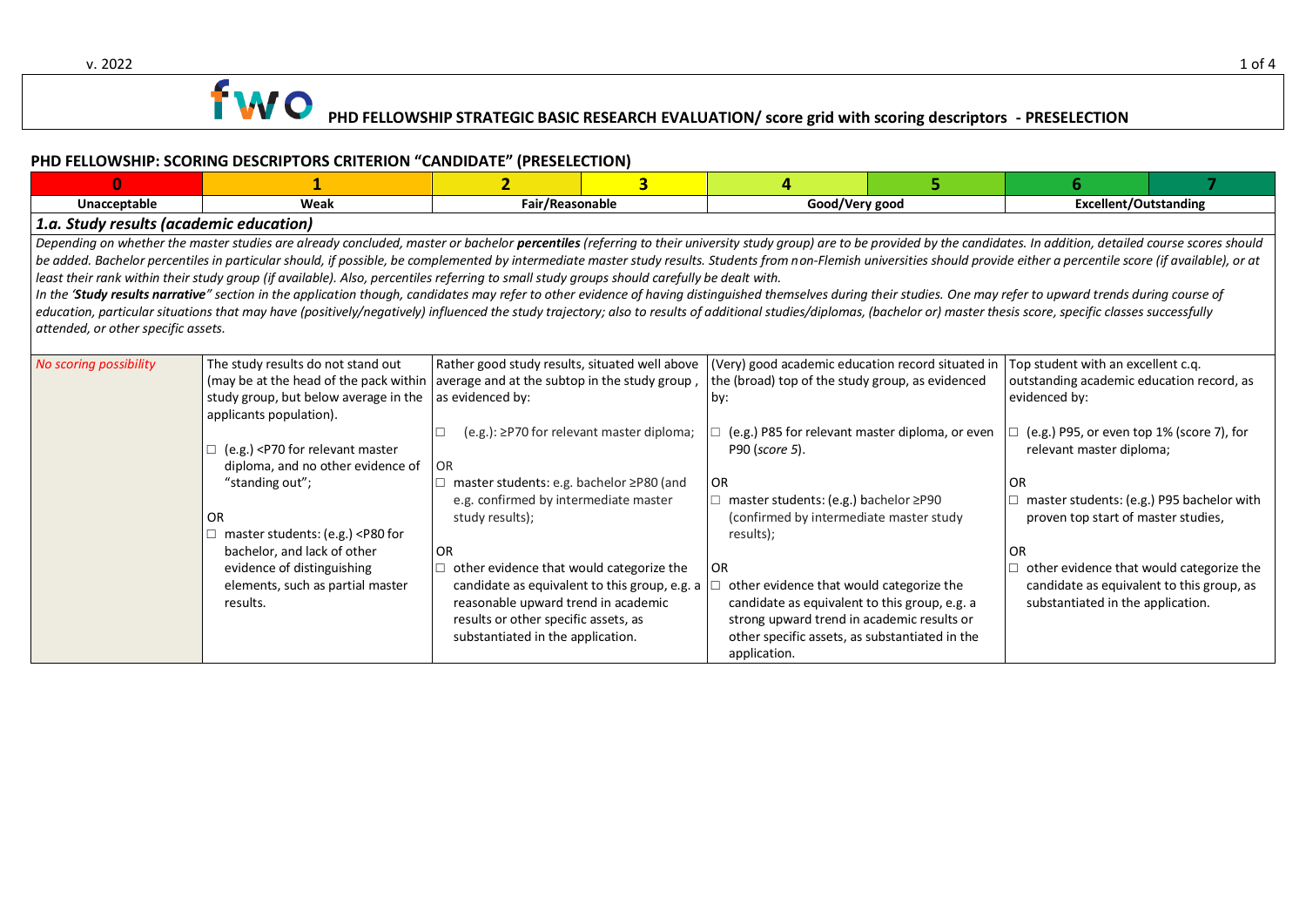# PHD FELLOWSHIP STRATEGIC BASIC RESEARCH EVALUATION/ score grid with scoring descriptors - PRESELECTION

## PHD FELLOWSHIP: SCORING DESCRIPTORS CRITERION "CANDIDATE" (PRESELECTION)

| 0 | 1 | 2 | 3 | 4 | 5 | 6 | 7 |
|---|---|---|---|---|---|---|---|
| Unacceptable | Weak | Fair/Reasonable | | Good/Very good | | Excellent/Outstanding | |
| ***1.a. Study results (academic education)*** | | | | | | | |
| *Depending on whether the master studies are already concluded, master or bachelor **percentiles** (referring to their university study group) are to be provided by the candidates. In addition, detailed course scores should be added. Bachelor percentiles in particular should, if possible, be complemented by intermediate master study results. Students from non-Flemish universities should provide either a percentile score (if available), or at least their rank within their study group (if available). Also, percentiles referring to small study groups should carefully be dealt with.* <br> *In the '**Study results narrative**" section in the application though, candidates may refer to other evidence of having distinguished themselves during their studies. One may refer to upward trends during course of education, particular situations that may have (positively/negatively) influenced the study trajectory; also to results of additional studies/diplomas, (bachelor or) master thesis score, specific classes successfully attended, or other specific assets.* | | | | | | | |
| *No scoring possibility* | The study results do not stand out (may be at the head of the pack within study group, but below average in the applicants population). <br><br> ☐ (e.g.) <P70 for relevant master diploma, and no other evidence of "standing out"; <br><br> OR <br> ☐ master students: (e.g.) <P80 for bachelor, and lack of other evidence of distinguishing elements, such as partial master results. | Rather good study results, situated well above average and at the subtop in the study group , as evidenced by: <br><br> ☐ (e.g.): ≥P70 for relevant master diploma; <br><br> OR <br> ☐ master students: e.g. bachelor ≥P80 (and e.g. confirmed by intermediate master study results); <br><br> OR <br> ☐ other evidence that would categorize the candidate as equivalent to this group, e.g. a reasonable upward trend in academic results or other specific assets, as substantiated in the application. | | (Very) good academic education record situated in the (broad) top of the study group, as evidenced by: <br><br> ☐ (e.g.) P85 for relevant master diploma, or even P90 (*score 5*). <br><br> OR <br> ☐ master students: (e.g.) bachelor ≥P90 (confirmed by intermediate master study results); <br><br> OR <br> ☐ other evidence that would categorize the candidate as equivalent to this group, e.g. a strong upward trend in academic results or other specific assets, as substantiated in the application. | | Top student with an excellent c.q. outstanding academic education record, as evidenced by: <br><br> ☐ (e.g.) P95, or even top 1% (score 7), for relevant master diploma; <br><br> OR <br> ☐ master students: (e.g.) P95 bachelor with proven top start of master studies, <br><br> OR <br> ☐ other evidence that would categorize the candidate as equivalent to this group, as substantiated in the application. | |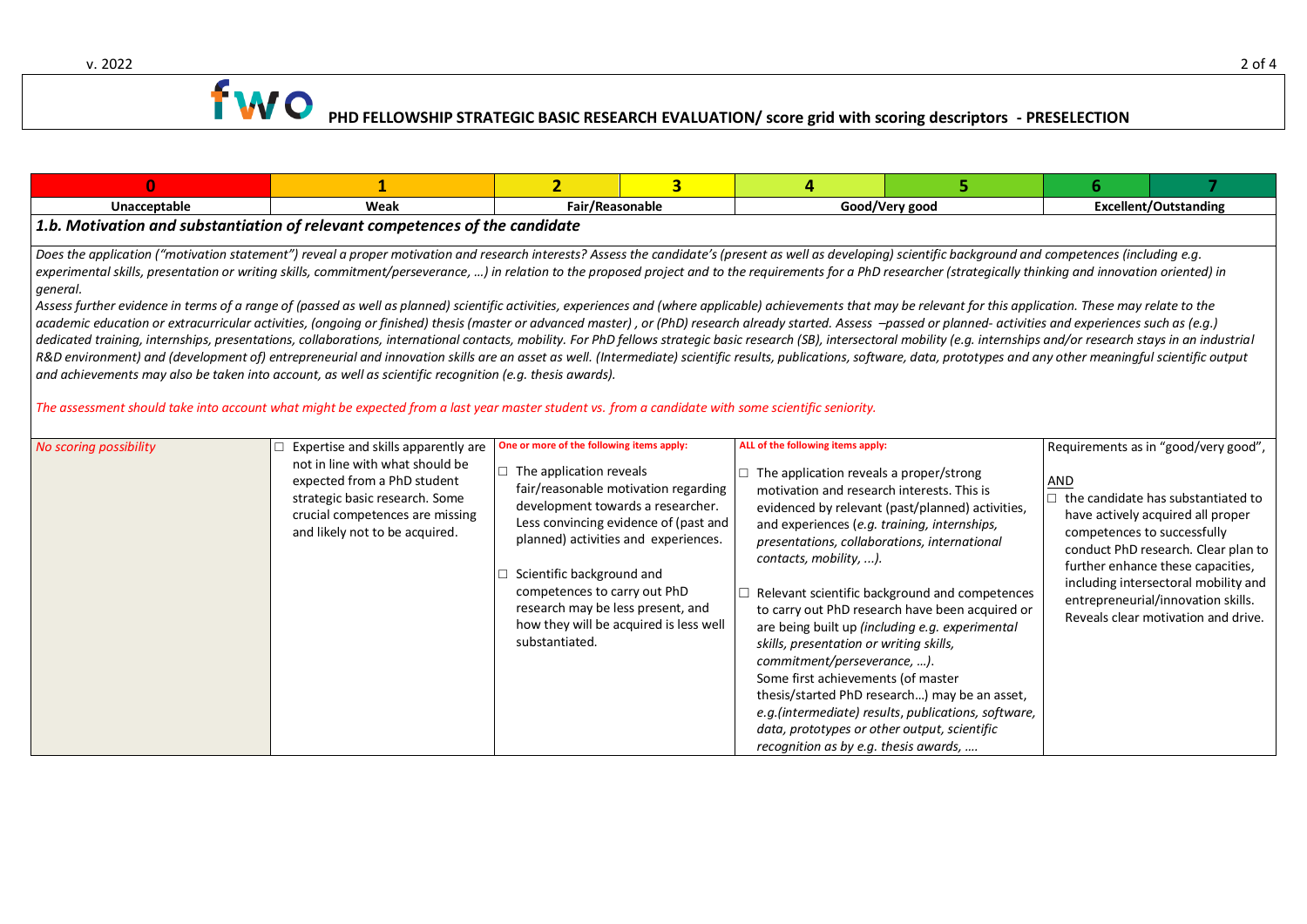## PHD FELLOWSHIP STRATEGIC BASIC RESEARCH EVALUATION/ score grid with scoring descriptors - PRESELECTION

| 0 | 1 | 2 | 3 | 4 | 5 | 6 | 7 |
|---|---|---|---|---|---|---|---|
| Unacceptable | Weak | Fair/Reasonable | | Good/Very good | | Excellent/Outstanding | |

### 1.b. Motivation and substantiation of relevant competences of the candidate

*Does the application ("motivation statement") reveal a proper motivation and research interests? Assess the candidate's (present as well as developing) scientific background and competences (including e.g. experimental skills, presentation or writing skills, commitment/perseverance, …) in relation to the proposed project and to the requirements for a PhD researcher (strategically thinking and innovation oriented) in general.*

*Assess further evidence in terms of a range of (passed as well as planned) scientific activities, experiences and (where applicable) achievements that may be relevant for this application. These may relate to the academic education or extracurricular activities, (ongoing or finished) thesis (master or advanced master) , or (PhD) research already started. Assess –passed or planned- activities and experiences such as (e.g.) dedicated training, internships, presentations, collaborations, international contacts, mobility. For PhD fellows strategic basic research (SB), intersectoral mobility (e.g. internships and/or research stays in an industrial R&D environment) and (development of) entrepreneurial and innovation skills are an asset as well. (Intermediate) scientific results, publications, software, data, prototypes and any other meaningful scientific output and achievements may also be taken into account, as well as scientific recognition (e.g. thesis awards).*

*The assessment should take into account what might be expected from a last year master student vs. from a candidate with some scientific seniority.*

| 0 – Unacceptable | 1 – Weak | 2–3 – Fair/Reasonable | 4–5 – Good/Very good | 6–7 – Excellent/Outstanding |
|---|---|---|---|---|
| *No scoring possibility* | ☐ Expertise and skills apparently are not in line with what should be expected from a PhD student strategic basic research. Some crucial competences are missing and likely not to be acquired. | **One or more of the following items apply:**<br>☐ The application reveals fair/reasonable motivation regarding development towards a researcher. Less convincing evidence of (past and planned) activities and experiences.<br>☐ Scientific background and competences to carry out PhD research may be less present, and how they will be acquired is less well substantiated. | **ALL of the following items apply:**<br>☐ The application reveals a proper/strong motivation and research interests. This is evidenced by relevant (past/planned) activities, and experiences (*e.g. training, internships, presentations, collaborations, international contacts, mobility, …*).<br>☐ Relevant scientific background and competences to carry out PhD research have been acquired or are being built up *(including e.g. experimental skills, presentation or writing skills, commitment/perseverance, …)*.<br>Some first achievements (of master thesis/started PhD research…) may be an asset, *e.g.(intermediate) results, publications, software, data, prototypes or other output, scientific recognition as by e.g. thesis awards, ….* | Requirements as in "good/very good",<br>AND<br>☐ the candidate has substantiated to have actively acquired all proper competences to successfully conduct PhD research. Clear plan to further enhance these capacities, including intersectoral mobility and entrepreneurial/innovation skills. Reveals clear motivation and drive. |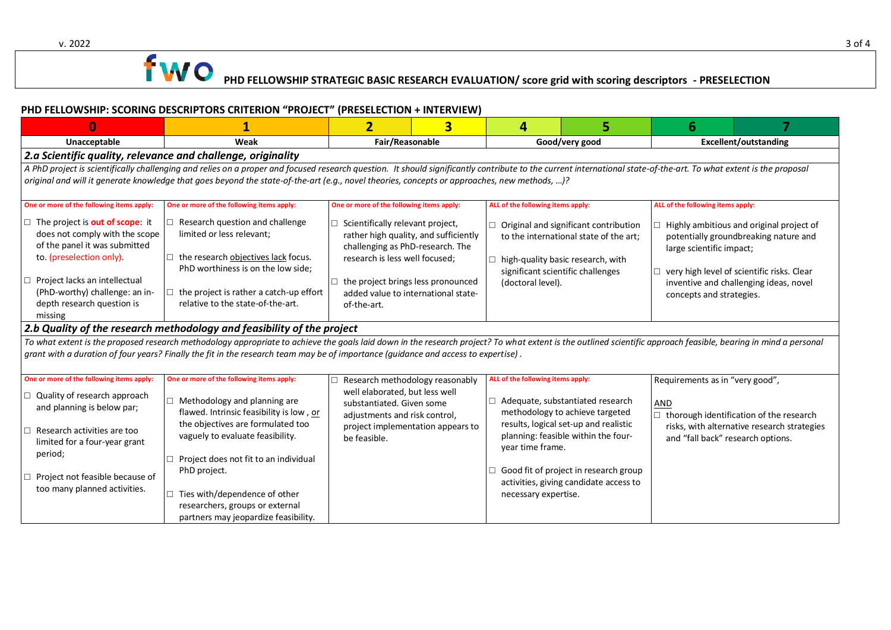# fwo PHD FELLOWSHIP STRATEGIC BASIC RESEARCH EVALUATION/ score grid with scoring descriptors - PRESELECTION

## PHD FELLOWSHIP: SCORING DESCRIPTORS CRITERION "PROJECT" (PRESELECTION + INTERVIEW)

| 0 | 1 | 2 | 3 | 4 | 5 | 6 | 7 |
|---|---|---|---|---|---|---|---|
| Unacceptable | Weak | Fair/Reasonable | | Good/very good | | Excellent/outstanding | |

### 2.a Scientific quality, relevance and challenge, originality

*A PhD project is scientifically challenging and relies on a proper and focused research question. It should significantly contribute to the current international state-of-the-art. To what extent is the proposal original and will it generate knowledge that goes beyond the state-of-the-art (e.g., novel theories, concepts or approaches, new methods, …)?*

| 0 | 1 | 2–3 | 4–5 | 6–7 |
|---|---|---|---|---|
| **One or more of the following items apply:** | **One or more of the following items apply:** | **One or more of the following items apply:** | **ALL of the following items apply:** | **ALL of the following items apply:** |
| □ The project is **out of scope**: it does not comply with the scope of the panel it was submitted to. (preselection only).<br><br>□ Project lacks an intellectual (PhD-worthy) challenge: an in-depth research question is missing | □ Research question and challenge limited or less relevant;<br><br>□ the research objectives lack focus. PhD worthiness is on the low side;<br><br>□ the project is rather a catch-up effort relative to the state-of-the-art. | □ Scientifically relevant project, rather high quality, and sufficiently challenging as PhD-research. The research is less well focused;<br><br>□ the project brings less pronounced added value to international state-of-the-art. | □ Original and significant contribution to the international state of the art;<br><br>□ high-quality basic research, with significant scientific challenges (doctoral level). | □ Highly ambitious and original project of potentially groundbreaking nature and large scientific impact;<br><br>□ very high level of scientific risks. Clear inventive and challenging ideas, novel concepts and strategies. |

### 2.b Quality of the research methodology and feasibility of the project

*To what extent is the proposed research methodology appropriate to achieve the goals laid down in the research project? To what extent is the outlined scientific approach feasible, bearing in mind a personal grant with a duration of four years? Finally the fit in the research team may be of importance (guidance and access to expertise).*

| 0 | 1 | 2–3 | 4–5 | 6–7 |
|---|---|---|---|---|
| **One or more of the following items apply:**<br><br>□ Quality of research approach and planning is below par;<br><br>□ Research activities are too limited for a four-year grant period;<br><br>□ Project not feasible because of too many planned activities. | **One or more of the following items apply:**<br><br>□ Methodology and planning are flawed. Intrinsic feasibility is low , <u>or</u> the objectives are formulated too vaguely to evaluate feasibility.<br><br>□ Project does not fit to an individual PhD project.<br><br>□ Ties with/dependence of other researchers, groups or external partners may jeopardize feasibility. | □ Research methodology reasonably well elaborated, but less well substantiated. Given some adjustments and risk control, project implementation appears to be feasible. | **ALL of the following items apply:**<br><br>□ Adequate, substantiated research methodology to achieve targeted results, logical set-up and realistic planning: feasible within the four-year time frame.<br><br>□ Good fit of project in research group activities, giving candidate access to necessary expertise. | Requirements as in "very good",<br><br><u>AND</u><br>□ thorough identification of the research risks, with alternative research strategies and "fall back" research options. |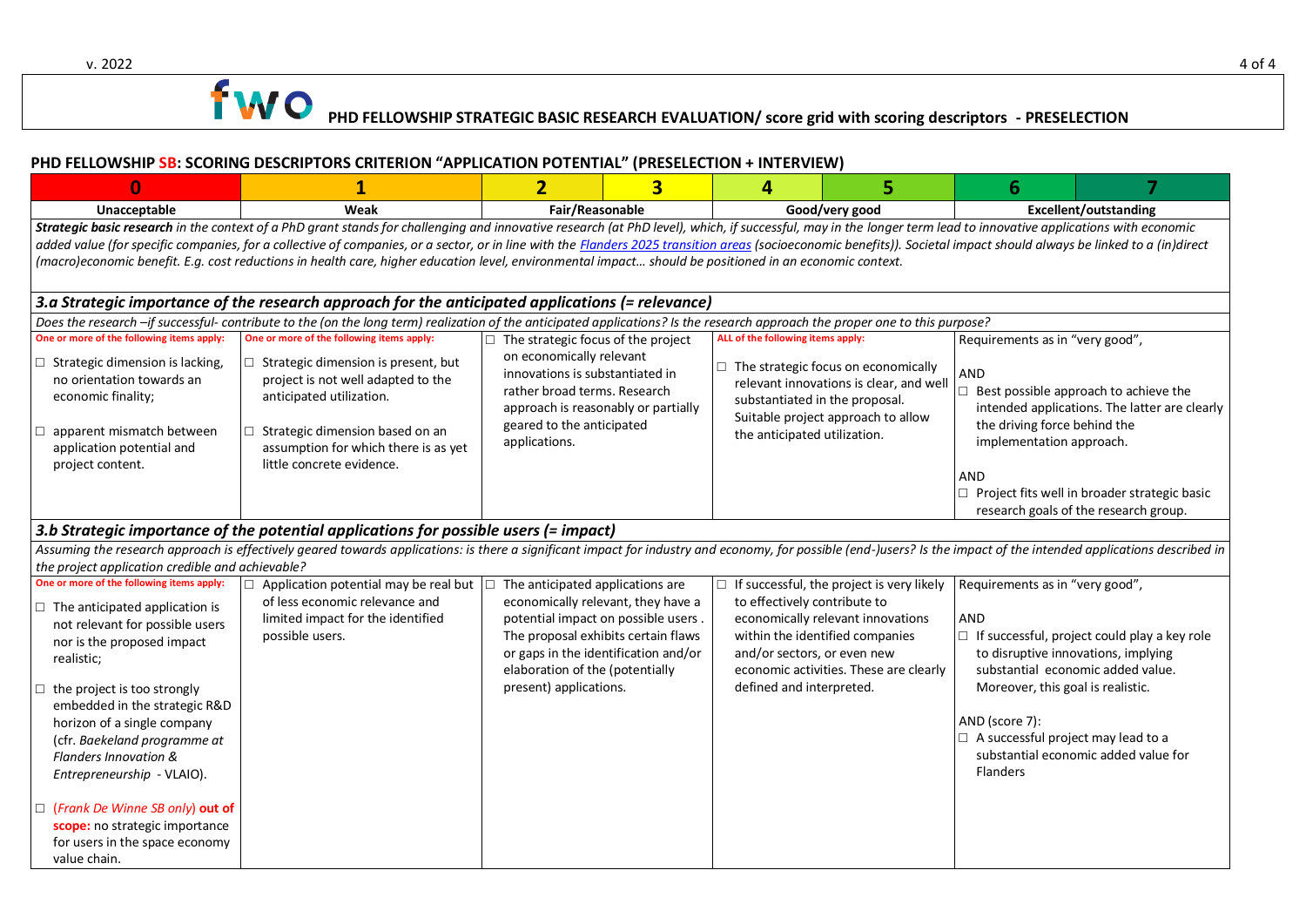# PHD FELLOWSHIP STRATEGIC BASIC RESEARCH EVALUATION/ score grid with scoring descriptors - PRESELECTION

## PHD FELLOWSHIP SB: SCORING DESCRIPTORS CRITERION "APPLICATION POTENTIAL" (PRESELECTION + INTERVIEW)

| 0 | 1 | 2 | 3 | 4 | 5 | 6 | 7 |
|---|---|---|---|---|---|---|---|
| Unacceptable | Weak | Fair/Reasonable | | Good/very good | | Excellent/outstanding | |

***Strategic basic research** in the context of a PhD grant stands for challenging and innovative research (at PhD level), which, if successful, may in the longer term lead to innovative applications with economic added value (for specific companies, for a collective of companies, or a sector, or in line with the [Flanders 2025 transition areas](#) (socioeconomic benefits)). Societal impact should always be linked to a (in)direct (macro)economic benefit. E.g. cost reductions in health care, higher education level, environmental impact… should be positioned in an economic context.*

### 3.a Strategic importance of the research approach for the anticipated applications (= relevance)

*Does the research –if successful- contribute to the (on the long term) realization of the anticipated applications? Is the research approach the proper one to this purpose?*

| 0 | 1 | 2–3 | 4–5 | 6–7 |
|---|---|---|---|---|
| One or more of the following items apply:<br>☐ Strategic dimension is lacking, no orientation towards an economic finality;<br>☐ apparent mismatch between application potential and project content. | One or more of the following items apply:<br>☐ Strategic dimension is present, but project is not well adapted to the anticipated utilization.<br>☐ Strategic dimension based on an assumption for which there is as yet little concrete evidence. | ☐ The strategic focus of the project on economically relevant innovations is substantiated in rather broad terms. Research approach is reasonably or partially geared to the anticipated applications. | ALL of the following items apply:<br>☐ The strategic focus on economically relevant innovations is clear, and well substantiated in the proposal. Suitable project approach to allow the anticipated utilization. | Requirements as in "very good",<br>AND<br>☐ Best possible approach to achieve the intended applications. The latter are clearly the driving force behind the implementation approach.<br>AND<br>☐ Project fits well in broader strategic basic research goals of the research group. |

### 3.b Strategic importance of the potential applications for possible users (= impact)

*Assuming the research approach is effectively geared towards applications: is there a significant impact for industry and economy, for possible (end-)users? Is the impact of the intended applications described in the project application credible and achievable?*

| 0 | 1 | 2–3 | 4–5 | 6–7 |
|---|---|---|---|---|
| One or more of the following items apply:<br>☐ The anticipated application is not relevant for possible users nor is the proposed impact realistic;<br>☐ the project is too strongly embedded in the strategic R&D horizon of a single company (cfr. *Baekeland programme at Flanders Innovation & Entrepreneurship* - VLAIO).<br>☐ (*Frank De Winne SB only*) **out of scope:** no strategic importance for users in the space economy value chain. | ☐ Application potential may be real but of less economic relevance and limited impact for the identified possible users. | ☐ The anticipated applications are economically relevant, they have a potential impact on possible users. The proposal exhibits certain flaws or gaps in the identification and/or elaboration of the (potentially present) applications. | ☐ If successful, the project is very likely to effectively contribute to economically relevant innovations within the identified companies and/or sectors, or even new economic activities. These are clearly defined and interpreted. | Requirements as in "very good",<br>AND<br>☐ If successful, project could play a key role to disruptive innovations, implying substantial economic added value. Moreover, this goal is realistic.<br>AND (score 7):<br>☐ A successful project may lead to a substantial economic added value for Flanders |